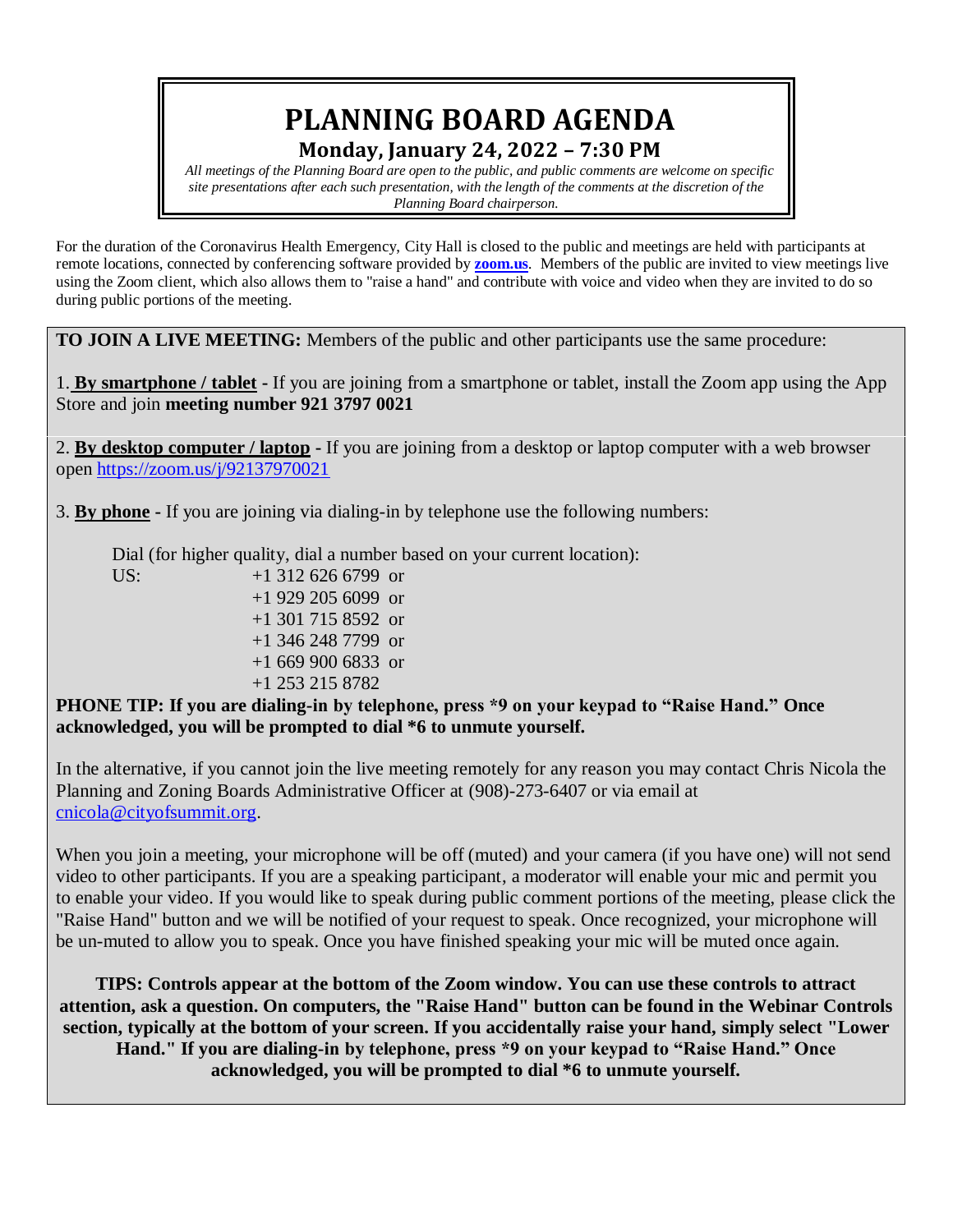# PLANNING BOARD AGENDA

## Monday, January 24, 2022 – 7:30 PM

*All meetings of the Planning Board are open to the public, and public comments are welcome on specific site presentations after each such presentation, with the length of the comments at the discretion of the Planning Board chairperson.*

For the duration of the Coronavirus Health Emergency, City Hall is closed to the public and meetings are held with participants at remote locations, connected by conferencing software provided by **zoom.us**. Members of the public are invited to view meetings live using the Zoom client, which also allows them to "raise a hand" and contribute with voice and video when they are invited to do so during public portions of the meeting.

**TO JOIN A LIVE MEETING:** Members of the public and other participants use the same procedure:

1. **By smartphone / tablet** - If you are joining from a smartphone or tablet, install the Zoom app using the App Store and join **meeting number 921 3797 0021**

2. **By desktop computer / laptop** - If you are joining from a desktop or laptop computer with a web browser open https://zoom.us/j/92137970021

3. **By phone** - If you are joining via dialing-in by telephone use the following numbers:

Dial (for higher quality, dial a number based on your current location):

US:
+1 312 626 6799 or
+1 929 205 6099 or
+1 301 715 8592 or
+1 346 248 7799 or
+1 669 900 6833 or
+1 253 215 8782

**PHONE TIP: If you are dialing-in by telephone, press *9 on your keypad to "Raise Hand." Once acknowledged, you will be prompted to dial *6 to unmute yourself.**

In the alternative, if you cannot join the live meeting remotely for any reason you may contact Chris Nicola the Planning and Zoning Boards Administrative Officer at (908)-273-6407 or via email at cnicola@cityofsummit.org.

When you join a meeting, your microphone will be off (muted) and your camera (if you have one) will not send video to other participants. If you are a speaking participant, a moderator will enable your mic and permit you to enable your video. If you would like to speak during public comment portions of the meeting, please click the "Raise Hand" button and we will be notified of your request to speak. Once recognized, your microphone will be un-muted to allow you to speak. Once you have finished speaking your mic will be muted once again.

**TIPS: Controls appear at the bottom of the Zoom window. You can use these controls to attract attention, ask a question. On computers, the "Raise Hand" button can be found in the Webinar Controls section, typically at the bottom of your screen. If you accidentally raise your hand, simply select "Lower Hand." If you are dialing-in by telephone, press *9 on your keypad to "Raise Hand." Once acknowledged, you will be prompted to dial *6 to unmute yourself.**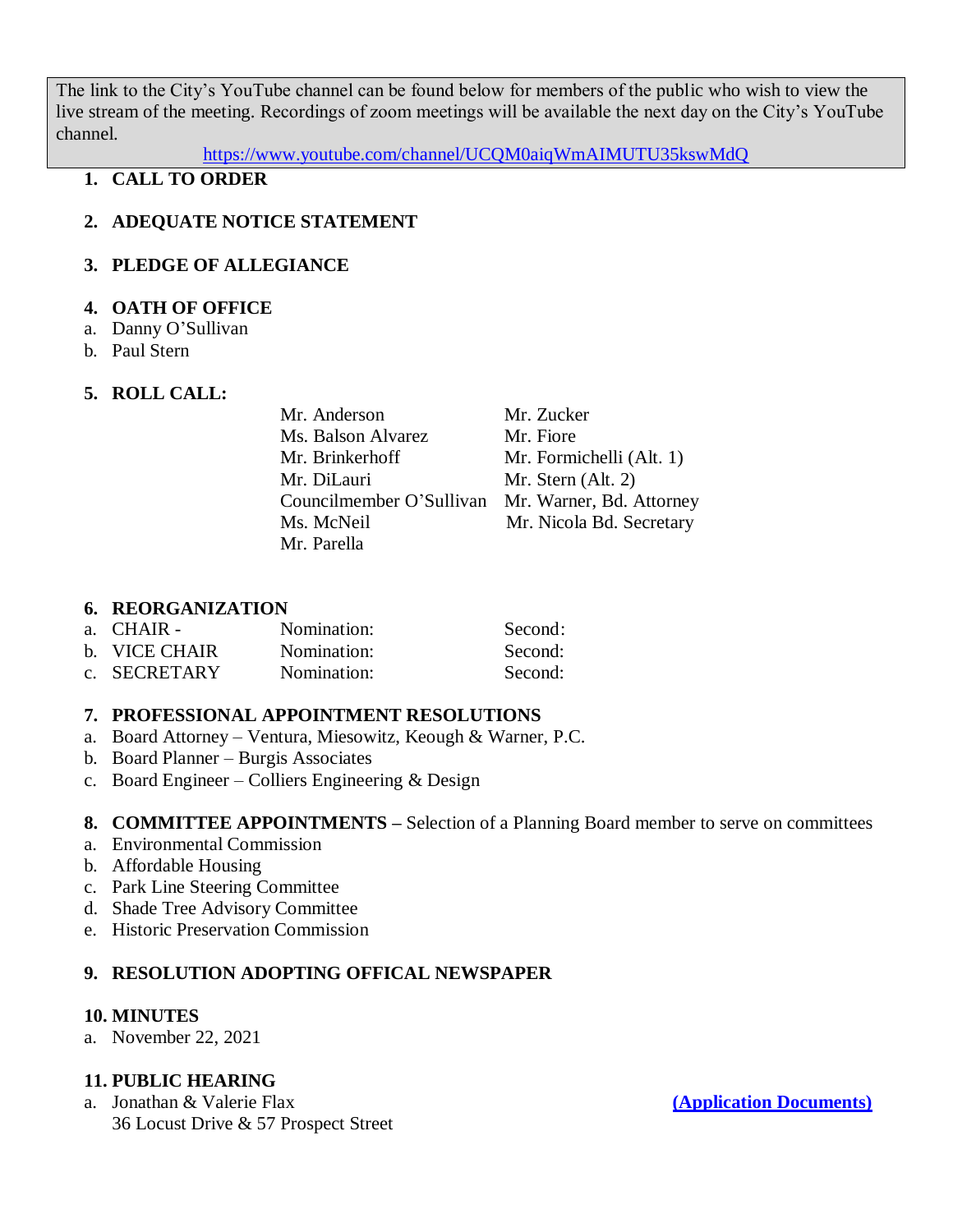The link to the City's YouTube channel can be found below for members of the public who wish to view the live stream of the meeting. Recordings of zoom meetings will be available the next day on the City's YouTube channel.

https://www.youtube.com/channel/UCQM0aiqWmAIMUTU35kswMdQ

**1. CALL TO ORDER**

**2. ADEQUATE NOTICE STATEMENT**

**3. PLEDGE OF ALLEGIANCE**

**4. OATH OF OFFICE**

a. Danny O'Sullivan
b. Paul Stern

**5. ROLL CALL:**

| | |
|---|---|
| Mr. Anderson | Mr. Zucker |
| Ms. Balson Alvarez | Mr. Fiore |
| Mr. Brinkerhoff | Mr. Formichelli (Alt. 1) |
| Mr. DiLauri | Mr. Stern (Alt. 2) |
| Councilmember O'Sullivan | Mr. Warner, Bd. Attorney |
| Ms. McNeil | Mr. Nicola Bd. Secretary |
| Mr. Parella | |

**6. REORGANIZATION**

| | | |
|---|---|---|
| a. CHAIR - | Nomination: | Second: |
| b. VICE CHAIR | Nomination: | Second: |
| c. SECRETARY | Nomination: | Second: |

**7. PROFESSIONAL APPOINTMENT RESOLUTIONS**

a. Board Attorney – Ventura, Miesowitz, Keough & Warner, P.C.
b. Board Planner – Burgis Associates
c. Board Engineer – Colliers Engineering & Design

**8. COMMITTEE APPOINTMENTS –** Selection of a Planning Board member to serve on committees

a. Environmental Commission
b. Affordable Housing
c. Park Line Steering Committee
d. Shade Tree Advisory Committee
e. Historic Preservation Commission

**9. RESOLUTION ADOPTING OFFICAL NEWSPAPER**

**10. MINUTES**

a. November 22, 2021

**11. PUBLIC HEARING**

a. Jonathan & Valerie Flax **(Application Documents)**
36 Locust Drive & 57 Prospect Street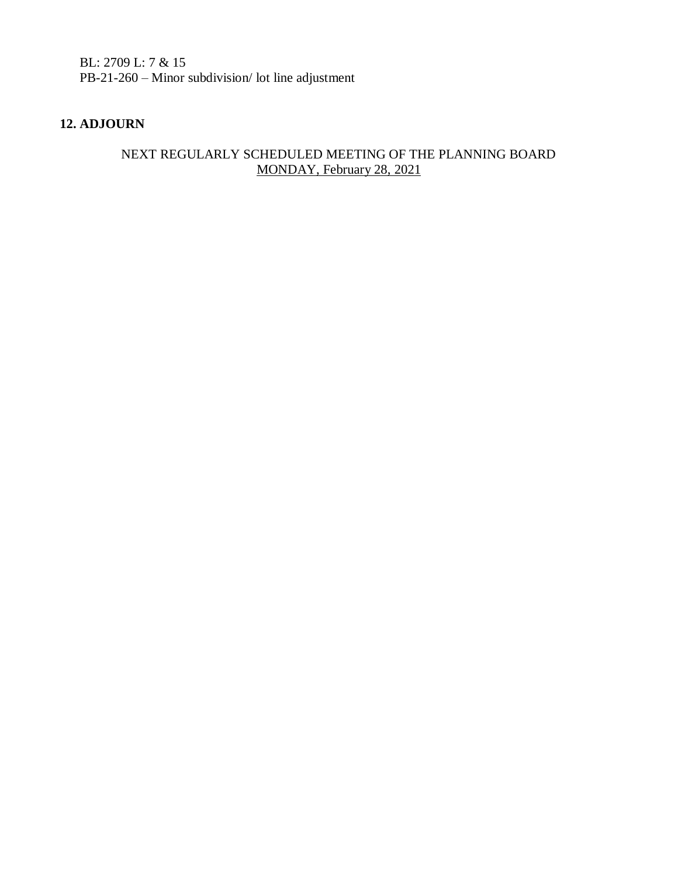BL: 2709 L: 7 & 15
PB-21-260 – Minor subdivision/ lot line adjustment

## 12. ADJOURN

NEXT REGULARLY SCHEDULED MEETING OF THE PLANNING BOARD
MONDAY, February 28, 2021